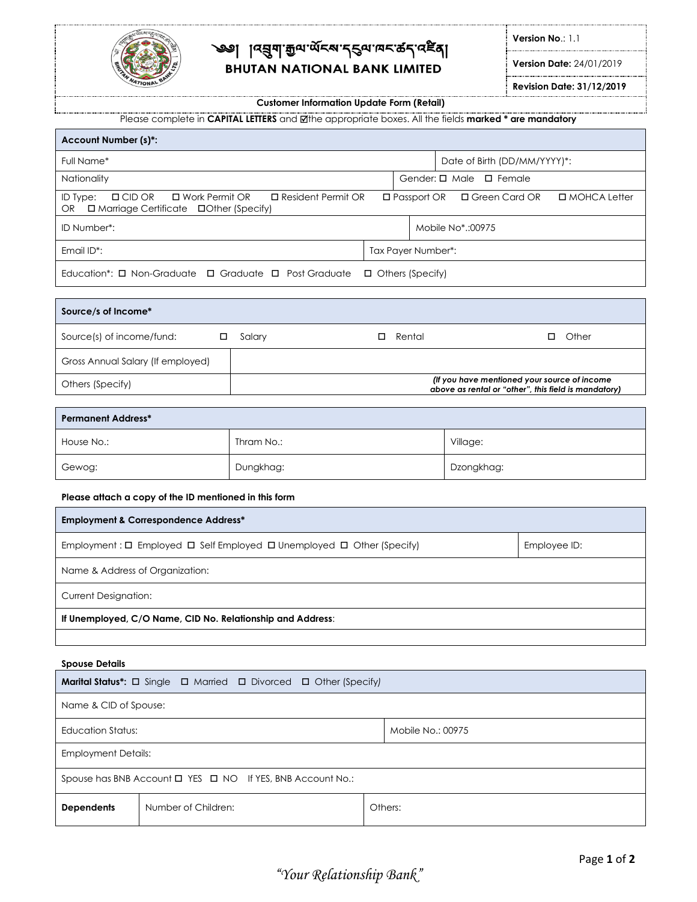# འབྲུག་རྒྱལ་ཡོངས་དངུལ་ཁང་ཚད་འཛིན། BHUTAN NATIONAL BANK LIMITED

**Version No**.: 1.1

**Version Date:** 24/01/2019

**Revision Date: 31/12/2019**

**Customer Information Update Form (Retail)**

Please complete in **CAPITAL LETTERS** and ☑the appropriate boxes. All the fields **marked * are mandatory**

| **Account Number (s)*:** | |
|---|---|
| Full Name* | Date of Birth (DD/MM/YYYY)*: |
| Nationality | Gender: ☐ Male ☐ Female |
| ID Type: ☐ CID OR ☐ Work Permit OR ☐ Resident Permit OR ☐ Passport OR ☐ Green Card OR ☐ MOHCA Letter OR ☐ Marriage Certificate ☐Other (Specify) | |
| ID Number*: | Mobile No*.:00975 |
| Email ID*: | Tax Payer Number*: |
| Education*: ☐ Non-Graduate ☐ Graduate ☐ Post Graduate ☐ Others (Specify) | |

| **Source/s of Income*** | |
|---|---|
| Source(s) of income/fund: | ☐ Salary ☐ Rental ☐ Other |
| Gross Annual Salary (If employed) | |
| Others (Specify) | *(If you have mentioned your source of income above as rental or "other", this field is mandatory)* |

| **Permanent Address*** | | |
|---|---|---|
| House No.: | Thram No.: | Village: |
| Gewog: | Dungkhag: | Dzongkhag: |

**Please attach a copy of the ID mentioned in this form**

| **Employment & Correspondence Address*** | |
|---|---|
| Employment : ☐ Employed ☐ Self Employed ☐ Unemployed ☐ Other (Specify) | Employee ID: |
| Name & Address of Organization: | |
| Current Designation: | |
| **If Unemployed, C/O Name, CID No. Relationship and Address**: | |
| | |

**Spouse Details**

| **Marital Status*:** ☐ Single ☐ Married ☐ Divorced ☐ Other (Specify) | | |
|---|---|---|
| Name & CID of Spouse: | | |
| Education Status: | | Mobile No.: 00975 |
| Employment Details: | | |
| Spouse has BNB Account ☐ YES ☐ NO If YES, BNB Account No.: | | |
| **Dependents** | Number of Children: | Others: |

*"Your Relationship Bank"*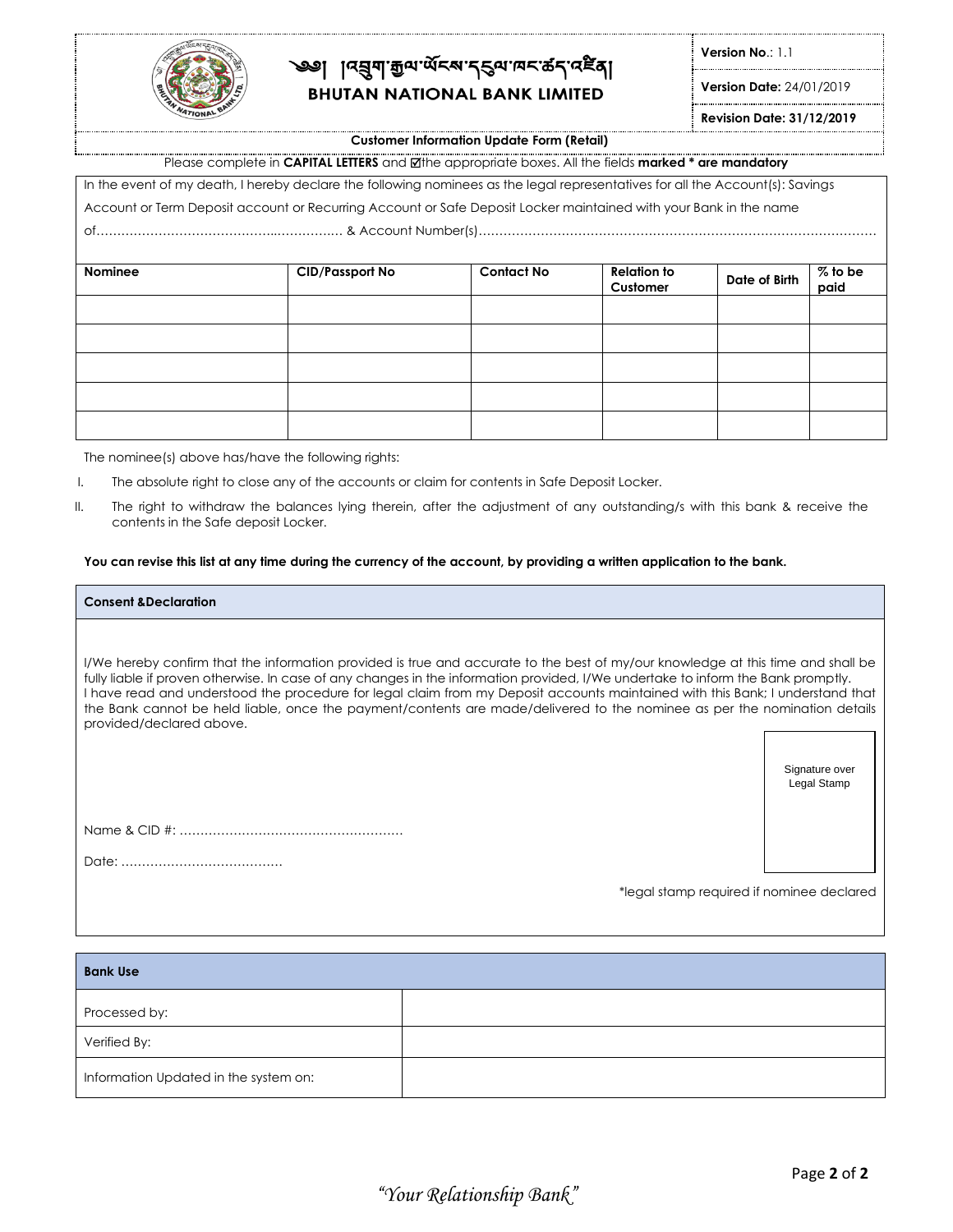# ༄༅། །འབྲུག་རྒྱལ་ཡོངས་དངུལ་ཁང་ཚད་འཛིན། BHUTAN NATIONAL BANK LIMITED

**Version No**.: 1.1

**Version Date:** 24/01/2019

**Revision Date: 31/12/2019**

**Customer Information Update Form (Retail)**

Please complete in **CAPITAL LETTERS** and ☑the appropriate boxes. All the fields **marked * are mandatory**

In the event of my death, I hereby declare the following nominees as the legal representatives for all the Account(s): Savings Account or Term Deposit account or Recurring Account or Safe Deposit Locker maintained with your Bank in the name of………………………………….....…………..… & Account Number(s)……………………………………………………………………………………

| Nominee | CID/Passport No | Contact No | Relation to Customer | Date of Birth | % to be paid |
|---|---|---|---|---|---|
| | | | | | |
| | | | | | |
| | | | | | |
| | | | | | |
| | | | | | |

The nominee(s) above has/have the following rights:

I. The absolute right to close any of the accounts or claim for contents in Safe Deposit Locker.

II. The right to withdraw the balances lying therein, after the adjustment of any outstanding/s with this bank & receive the contents in the Safe deposit Locker.

**You can revise this list at any time during the currency of the account, by providing a written application to the bank.**

**Consent &Declaration**

I/We hereby confirm that the information provided is true and accurate to the best of my/our knowledge at this time and shall be fully liable if proven otherwise. In case of any changes in the information provided, I/We undertake to inform the Bank promptly. I have read and understood the procedure for legal claim from my Deposit accounts maintained with this Bank; I understand that the Bank cannot be held liable, once the payment/contents are made/delivered to the nominee as per the nomination details provided/declared above.

Signature over Legal Stamp

Name & CID #: ………………………………………………

Date: …………………………………

*legal stamp required if nominee declared

| Bank Use | |
|---|---|
| Processed by: | |
| Verified By: | |
| Information Updated in the system on: | |

*"Your Relationship Bank"*